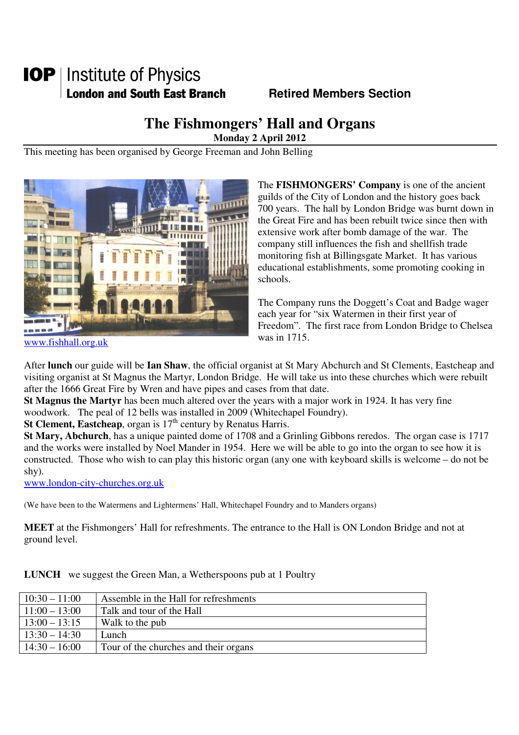**IOP** | Institute of Physics
**London and South East Branch** **Retired Members Section**

# The Fishmongers' Hall and Organs

**Monday 2 April 2012**

This meeting has been organised by George Freeman and John Belling

www.fishhall.org.uk

The **FISHMONGERS' Company** is one of the ancient guilds of the City of London and the history goes back 700 years. The hall by London Bridge was burnt down in the Great Fire and has been rebuilt twice since then with extensive work after bomb damage of the war. The company still influences the fish and shellfish trade monitoring fish at Billingsgate Market. It has various educational establishments, some promoting cooking in schools.

The Company runs the Doggett's Coat and Badge wager each year for "six Watermen in their first year of Freedom". The first race from London Bridge to Chelsea was in 1715.

After **lunch** our guide will be **Ian Shaw**, the official organist at St Mary Abchurch and St Clements, Eastcheap and visiting organist at St Magnus the Martyr, London Bridge. He will take us into these churches which were rebuilt after the 1666 Great Fire by Wren and have pipes and cases from that date.

**St Magnus the Martyr** has been much altered over the years with a major work in 1924. It has very fine woodwork. The peal of 12 bells was installed in 2009 (Whitechapel Foundry).

**St Clement, Eastcheap**, organ is 17th century by Renatus Harris.

**St Mary, Abchurch**, has a unique painted dome of 1708 and a Grinling Gibbons reredos. The organ case is 1717 and the works were installed by Noel Mander in 1954. Here we will be able to go into the organ to see how it is constructed. Those who wish to can play this historic organ (any one with keyboard skills is welcome – do not be shy).

www.london-city-churches.org.uk

(We have been to the Watermens and Lightermens' Hall, Whitechapel Foundry and to Manders organs)

**MEET** at the Fishmongers' Hall for refreshments. The entrance to the Hall is ON London Bridge and not at ground level.

**LUNCH** we suggest the Green Man, a Wetherspoons pub at 1 Poultry

| Time | Activity |
|---|---|
| 10:30 – 11:00 | Assemble in the Hall for refreshments |
| 11:00 – 13:00 | Talk and tour of the Hall |
| 13:00 – 13:15 | Walk to the pub |
| 13:30 – 14:30 | Lunch |
| 14:30 – 16:00 | Tour of the churches and their organs |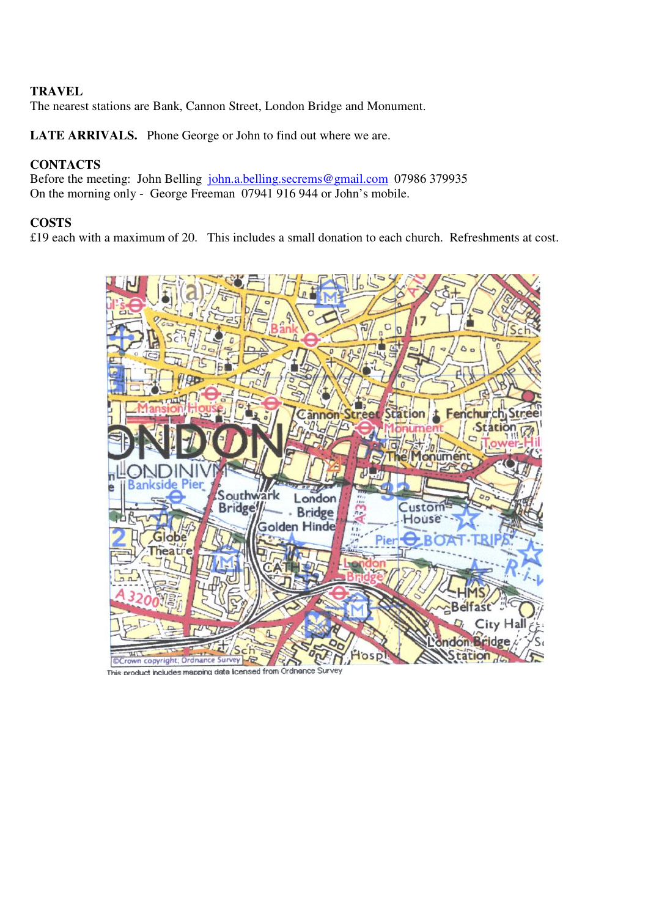**TRAVEL**
The nearest stations are Bank, Cannon Street, London Bridge and Monument.

**LATE ARRIVALS.** Phone George or John to find out where we are.

**CONTACTS**
Before the meeting: John Belling john.a.belling.secrems@gmail.com 07986 379935
On the morning only - George Freeman 07941 916 944 or John's mobile.

**COSTS**
£19 each with a maximum of 20. This includes a small donation to each church. Refreshments at cost.

This product includes mapping data licensed from Ordnance Survey